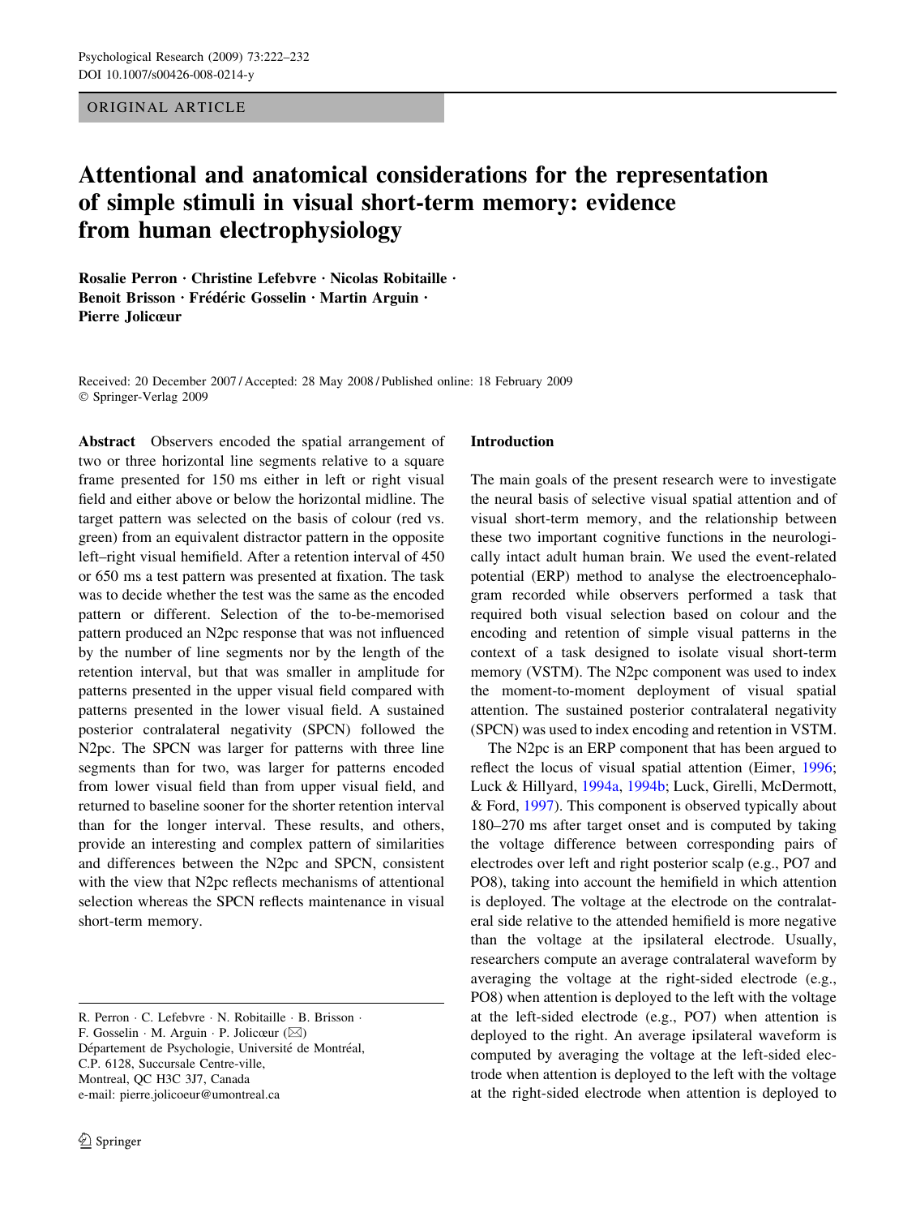ORIGINAL ARTICLE

# Attentional and anatomical considerations for the representation of simple stimuli in visual short-term memory: evidence from human electrophysiology

Rosalie Perron · Christine Lefebvre · Nicolas Robitaille · Benoit Brisson · Frédéric Gosselin · Martin Arguin · Pierre Jolicœur

Received: 20 December 2007 / Accepted: 28 May 2008 / Published online: 18 February 2009
© Springer-Verlag 2009

**Abstract** Observers encoded the spatial arrangement of two or three horizontal line segments relative to a square frame presented for 150 ms either in left or right visual field and either above or below the horizontal midline. The target pattern was selected on the basis of colour (red vs. green) from an equivalent distractor pattern in the opposite left–right visual hemifield. After a retention interval of 450 or 650 ms a test pattern was presented at fixation. The task was to decide whether the test was the same as the encoded pattern or different. Selection of the to-be-memorised pattern produced an N2pc response that was not influenced by the number of line segments nor by the length of the retention interval, but that was smaller in amplitude for patterns presented in the upper visual field compared with patterns presented in the lower visual field. A sustained posterior contralateral negativity (SPCN) followed the N2pc. The SPCN was larger for patterns with three line segments than for two, was larger for patterns encoded from lower visual field than from upper visual field, and returned to baseline sooner for the shorter retention interval than for the longer interval. These results, and others, provide an interesting and complex pattern of similarities and differences between the N2pc and SPCN, consistent with the view that N2pc reflects mechanisms of attentional selection whereas the SPCN reflects maintenance in visual short-term memory.

R. Perron · C. Lefebvre · N. Robitaille · B. Brisson · F. Gosselin · M. Arguin · P. Jolicœur (✉)
Département de Psychologie, Université de Montréal,
C.P. 6128, Succursale Centre-ville,
Montreal, QC H3C 3J7, Canada
e-mail: pierre.jolicoeur@umontreal.ca

## Introduction

The main goals of the present research were to investigate the neural basis of selective visual spatial attention and of visual short-term memory, and the relationship between these two important cognitive functions in the neurologically intact adult human brain. We used the event-related potential (ERP) method to analyse the electroencephalogram recorded while observers performed a task that required both visual selection based on colour and the encoding and retention of simple visual patterns in the context of a task designed to isolate visual short-term memory (VSTM). The N2pc component was used to index the moment-to-moment deployment of visual spatial attention. The sustained posterior contralateral negativity (SPCN) was used to index encoding and retention in VSTM.

The N2pc is an ERP component that has been argued to reflect the locus of visual spatial attention (Eimer, 1996; Luck & Hillyard, 1994a, 1994b; Luck, Girelli, McDermott, & Ford, 1997). This component is observed typically about 180–270 ms after target onset and is computed by taking the voltage difference between corresponding pairs of electrodes over left and right posterior scalp (e.g., PO7 and PO8), taking into account the hemifield in which attention is deployed. The voltage at the electrode on the contralateral side relative to the attended hemifield is more negative than the voltage at the ipsilateral electrode. Usually, researchers compute an average contralateral waveform by averaging the voltage at the right-sided electrode (e.g., PO8) when attention is deployed to the left with the voltage at the left-sided electrode (e.g., PO7) when attention is deployed to the right. An average ipsilateral waveform is computed by averaging the voltage at the left-sided electrode when attention is deployed to the left with the voltage at the right-sided electrode when attention is deployed to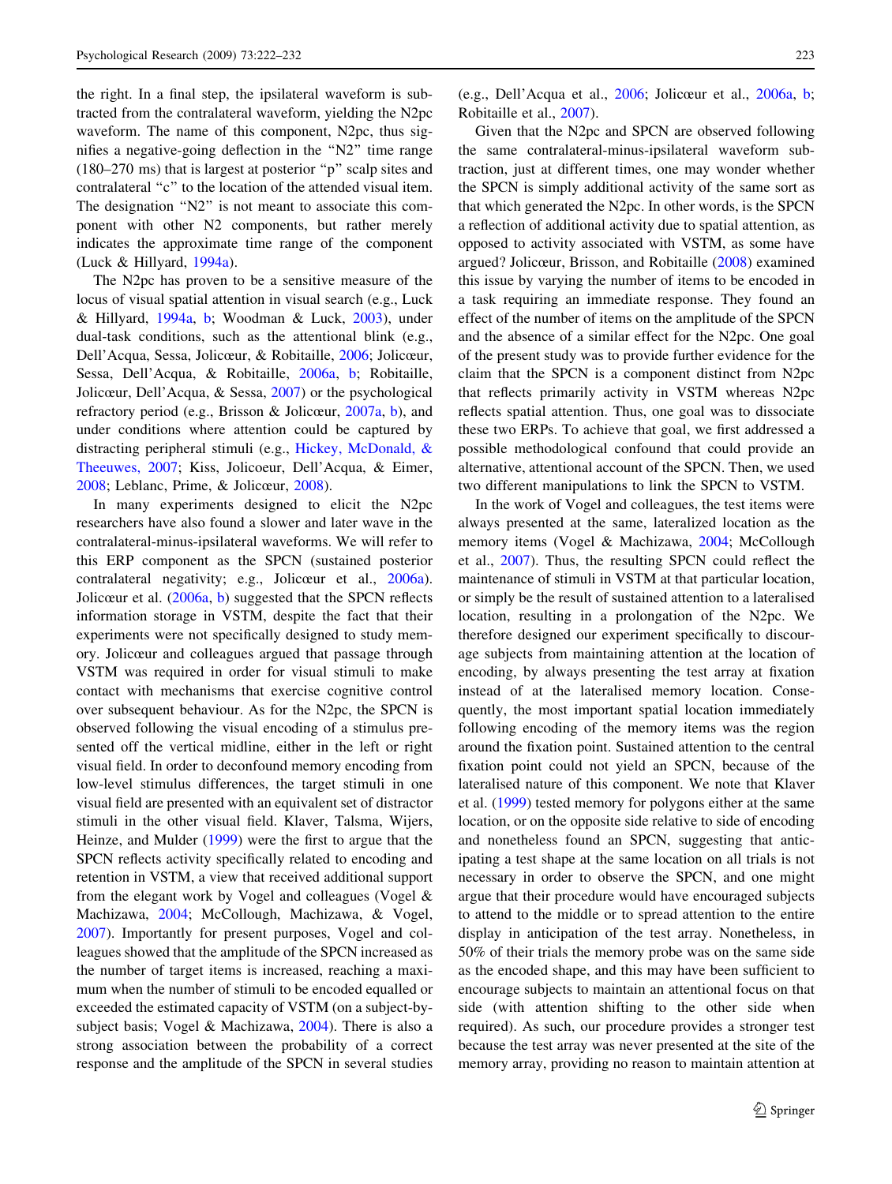the right. In a final step, the ipsilateral waveform is subtracted from the contralateral waveform, yielding the N2pc waveform. The name of this component, N2pc, thus signifies a negative-going deflection in the "N2" time range (180–270 ms) that is largest at posterior "p" scalp sites and contralateral "c" to the location of the attended visual item. The designation "N2" is not meant to associate this component with other N2 components, but rather merely indicates the approximate time range of the component (Luck & Hillyard, 1994a).

The N2pc has proven to be a sensitive measure of the locus of visual spatial attention in visual search (e.g., Luck & Hillyard, 1994a, b; Woodman & Luck, 2003), under dual-task conditions, such as the attentional blink (e.g., Dell'Acqua, Sessa, Jolicœur, & Robitaille, 2006; Jolicœur, Sessa, Dell'Acqua, & Robitaille, 2006a, b; Robitaille, Jolicœur, Dell'Acqua, & Sessa, 2007) or the psychological refractory period (e.g., Brisson & Jolicœur, 2007a, b), and under conditions where attention could be captured by distracting peripheral stimuli (e.g., Hickey, McDonald, & Theeuwes, 2007; Kiss, Jolicoeur, Dell'Acqua, & Eimer, 2008; Leblanc, Prime, & Jolicœur, 2008).

In many experiments designed to elicit the N2pc researchers have also found a slower and later wave in the contralateral-minus-ipsilateral waveforms. We will refer to this ERP component as the SPCN (sustained posterior contralateral negativity; e.g., Jolicœur et al., 2006a). Jolicœur et al. (2006a, b) suggested that the SPCN reflects information storage in VSTM, despite the fact that their experiments were not specifically designed to study memory. Jolicœur and colleagues argued that passage through VSTM was required in order for visual stimuli to make contact with mechanisms that exercise cognitive control over subsequent behaviour. As for the N2pc, the SPCN is observed following the visual encoding of a stimulus presented off the vertical midline, either in the left or right visual field. In order to deconfound memory encoding from low-level stimulus differences, the target stimuli in one visual field are presented with an equivalent set of distractor stimuli in the other visual field. Klaver, Talsma, Wijers, Heinze, and Mulder (1999) were the first to argue that the SPCN reflects activity specifically related to encoding and retention in VSTM, a view that received additional support from the elegant work by Vogel and colleagues (Vogel & Machizawa, 2004; McCollough, Machizawa, & Vogel, 2007). Importantly for present purposes, Vogel and colleagues showed that the amplitude of the SPCN increased as the number of target items is increased, reaching a maximum when the number of stimuli to be encoded equalled or exceeded the estimated capacity of VSTM (on a subject-by-subject basis; Vogel & Machizawa, 2004). There is also a strong association between the probability of a correct response and the amplitude of the SPCN in several studies (e.g., Dell'Acqua et al., 2006; Jolicœur et al., 2006a, b; Robitaille et al., 2007).

Given that the N2pc and SPCN are observed following the same contralateral-minus-ipsilateral waveform subtraction, just at different times, one may wonder whether the SPCN is simply additional activity of the same sort as that which generated the N2pc. In other words, is the SPCN a reflection of additional activity due to spatial attention, as opposed to activity associated with VSTM, as some have argued? Jolicœur, Brisson, and Robitaille (2008) examined this issue by varying the number of items to be encoded in a task requiring an immediate response. They found an effect of the number of items on the amplitude of the SPCN and the absence of a similar effect for the N2pc. One goal of the present study was to provide further evidence for the claim that the SPCN is a component distinct from N2pc that reflects primarily activity in VSTM whereas N2pc reflects spatial attention. Thus, one goal was to dissociate these two ERPs. To achieve that goal, we first addressed a possible methodological confound that could provide an alternative, attentional account of the SPCN. Then, we used two different manipulations to link the SPCN to VSTM.

In the work of Vogel and colleagues, the test items were always presented at the same, lateralized location as the memory items (Vogel & Machizawa, 2004; McCollough et al., 2007). Thus, the resulting SPCN could reflect the maintenance of stimuli in VSTM at that particular location, or simply be the result of sustained attention to a lateralised location, resulting in a prolongation of the N2pc. We therefore designed our experiment specifically to discourage subjects from maintaining attention at the location of encoding, by always presenting the test array at fixation instead of at the lateralised memory location. Consequently, the most important spatial location immediately following encoding of the memory items was the region around the fixation point. Sustained attention to the central fixation point could not yield an SPCN, because of the lateralised nature of this component. We note that Klaver et al. (1999) tested memory for polygons either at the same location, or on the opposite side relative to side of encoding and nonetheless found an SPCN, suggesting that anticipating a test shape at the same location on all trials is not necessary in order to observe the SPCN, and one might argue that their procedure would have encouraged subjects to attend to the middle or to spread attention to the entire display in anticipation of the test array. Nonetheless, in 50% of their trials the memory probe was on the same side as the encoded shape, and this may have been sufficient to encourage subjects to maintain an attentional focus on that side (with attention shifting to the other side when required). As such, our procedure provides a stronger test because the test array was never presented at the site of the memory array, providing no reason to maintain attention at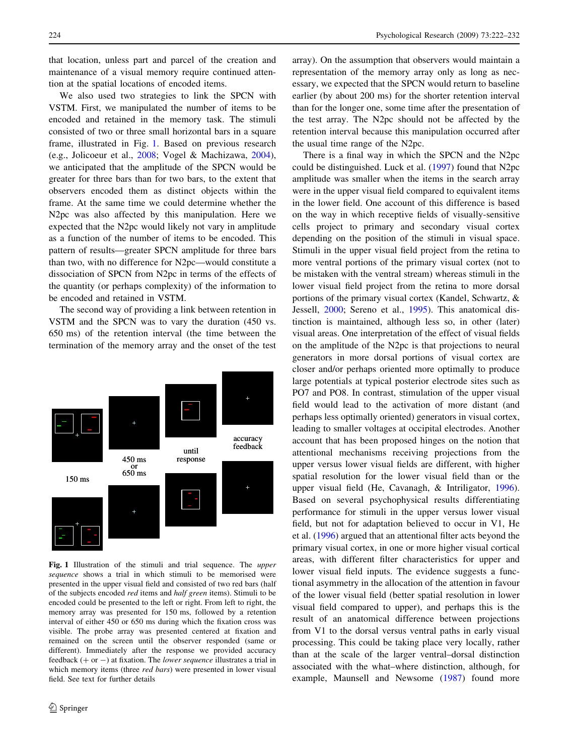that location, unless part and parcel of the creation and maintenance of a visual memory require continued attention at the spatial locations of encoded items.

We also used two strategies to link the SPCN with VSTM. First, we manipulated the number of items to be encoded and retained in the memory task. The stimuli consisted of two or three small horizontal bars in a square frame, illustrated in Fig. 1. Based on previous research (e.g., Jolicoeur et al., 2008; Vogel & Machizawa, 2004), we anticipated that the amplitude of the SPCN would be greater for three bars than for two bars, to the extent that observers encoded them as distinct objects within the frame. At the same time we could determine whether the N2pc was also affected by this manipulation. Here we expected that the N2pc would likely not vary in amplitude as a function of the number of items to be encoded. This pattern of results—greater SPCN amplitude for three bars than two, with no difference for N2pc—would constitute a dissociation of SPCN from N2pc in terms of the effects of the quantity (or perhaps complexity) of the information to be encoded and retained in VSTM.

The second way of providing a link between retention in VSTM and the SPCN was to vary the duration (450 vs. 650 ms) of the retention interval (the time between the termination of the memory array and the onset of the test array). On the assumption that observers would maintain a representation of the memory array only as long as necessary, we expected that the SPCN would return to baseline earlier (by about 200 ms) for the shorter retention interval than for the longer one, some time after the presentation of the test array. The N2pc should not be affected by the retention interval because this manipulation occurred after the usual time range of the N2pc.

150 ms

450 ms or 650 ms

until response

accuracy feedback

**Fig. 1** Illustration of the stimuli and trial sequence. The *upper sequence* shows a trial in which stimuli to be memorised were presented in the upper visual field and consisted of two red bars (half of the subjects encoded *red* items and *half green* items). Stimuli to be encoded could be presented to the left or right. From left to right, the memory array was presented for 150 ms, followed by a retention interval of either 450 or 650 ms during which the fixation cross was visible. The probe array was presented centered at fixation and remained on the screen until the observer responded (same or different). Immediately after the response we provided accuracy feedback (+ or −) at fixation. The *lower sequence* illustrates a trial in which memory items (three *red bars*) were presented in lower visual field. See text for further details

There is a final way in which the SPCN and the N2pc could be distinguished. Luck et al. (1997) found that N2pc amplitude was smaller when the items in the search array were in the upper visual field compared to equivalent items in the lower field. One account of this difference is based on the way in which receptive fields of visually-sensitive cells project to primary and secondary visual cortex depending on the position of the stimuli in visual space. Stimuli in the upper visual field project from the retina to more ventral portions of the primary visual cortex (not to be mistaken with the ventral stream) whereas stimuli in the lower visual field project from the retina to more dorsal portions of the primary visual cortex (Kandel, Schwartz, & Jessell, 2000; Sereno et al., 1995). This anatomical distinction is maintained, although less so, in other (later) visual areas. One interpretation of the effect of visual fields on the amplitude of the N2pc is that projections to neural generators in more dorsal portions of visual cortex are closer and/or perhaps oriented more optimally to produce large potentials at typical posterior electrode sites such as PO7 and PO8. In contrast, stimulation of the upper visual field would lead to the activation of more distant (and perhaps less optimally oriented) generators in visual cortex, leading to smaller voltages at occipital electrodes. Another account that has been proposed hinges on the notion that attentional mechanisms receiving projections from the upper versus lower visual fields are different, with higher spatial resolution for the lower visual field than or the upper visual field (He, Cavanagh, & Intriligator, 1996). Based on several psychophysical results differentiating performance for stimuli in the upper versus lower visual field, but not for adaptation believed to occur in V1, He et al. (1996) argued that an attentional filter acts beyond the primary visual cortex, in one or more higher visual cortical areas, with different filter characteristics for upper and lower visual field inputs. The evidence suggests a functional asymmetry in the allocation of the attention in favour of the lower visual field (better spatial resolution in lower visual field compared to upper), and perhaps this is the result of an anatomical difference between projections from V1 to the dorsal versus ventral paths in early visual processing. This could be taking place very locally, rather than at the scale of the larger ventral–dorsal distinction associated with the what–where distinction, although, for example, Maunsell and Newsome (1987) found more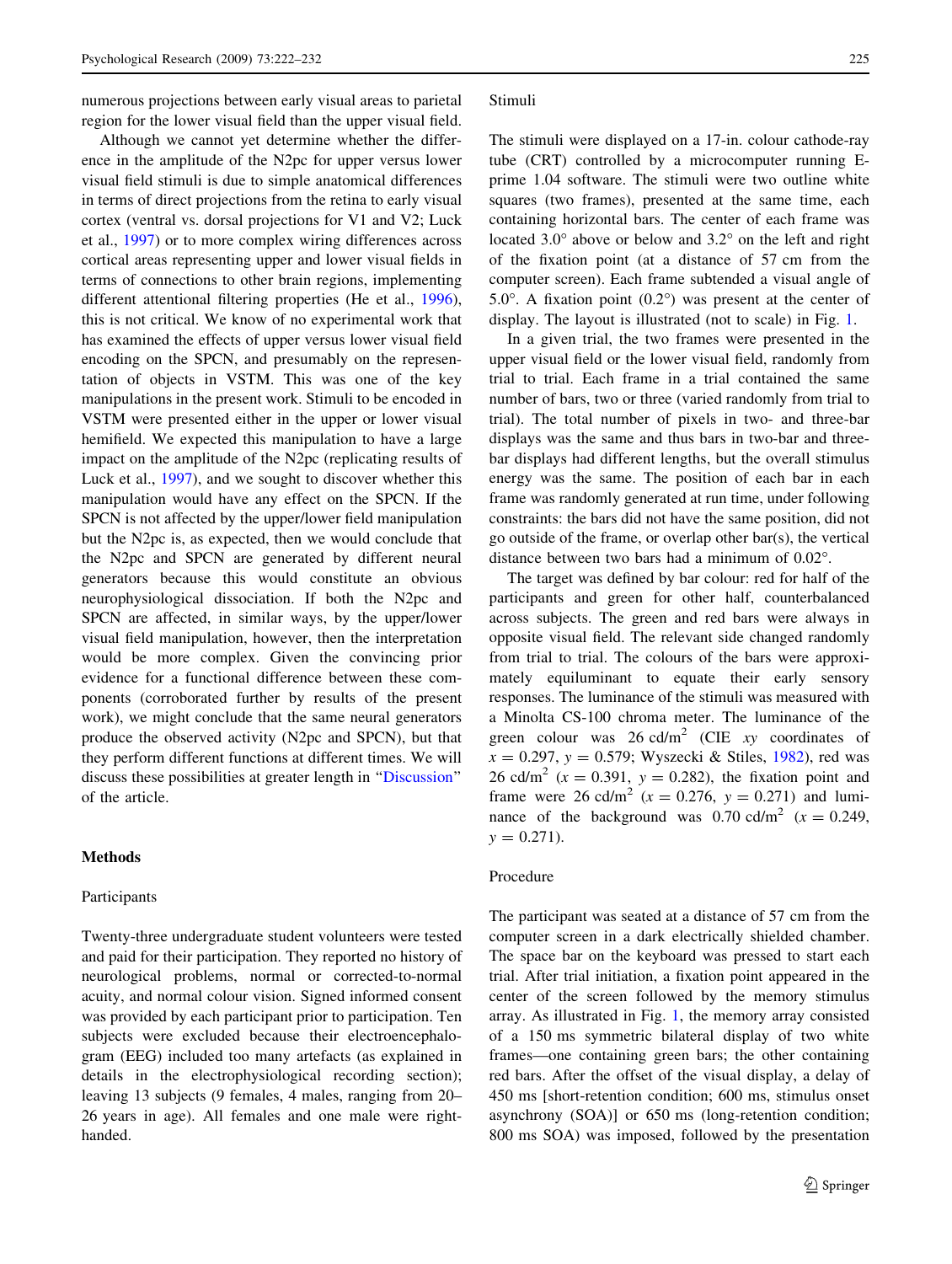numerous projections between early visual areas to parietal region for the lower visual field than the upper visual field.

Although we cannot yet determine whether the difference in the amplitude of the N2pc for upper versus lower visual field stimuli is due to simple anatomical differences in terms of direct projections from the retina to early visual cortex (ventral vs. dorsal projections for V1 and V2; Luck et al., 1997) or to more complex wiring differences across cortical areas representing upper and lower visual fields in terms of connections to other brain regions, implementing different attentional filtering properties (He et al., 1996), this is not critical. We know of no experimental work that has examined the effects of upper versus lower visual field encoding on the SPCN, and presumably on the representation of objects in VSTM. This was one of the key manipulations in the present work. Stimuli to be encoded in VSTM were presented either in the upper or lower visual hemifield. We expected this manipulation to have a large impact on the amplitude of the N2pc (replicating results of Luck et al., 1997), and we sought to discover whether this manipulation would have any effect on the SPCN. If the SPCN is not affected by the upper/lower field manipulation but the N2pc is, as expected, then we would conclude that the N2pc and SPCN are generated by different neural generators because this would constitute an obvious neurophysiological dissociation. If both the N2pc and SPCN are affected, in similar ways, by the upper/lower visual field manipulation, however, then the interpretation would be more complex. Given the convincing prior evidence for a functional difference between these components (corroborated further by results of the present work), we might conclude that the same neural generators produce the observed activity (N2pc and SPCN), but that they perform different functions at different times. We will discuss these possibilities at greater length in "Discussion" of the article.

## Methods

### Participants

Twenty-three undergraduate student volunteers were tested and paid for their participation. They reported no history of neurological problems, normal or corrected-to-normal acuity, and normal colour vision. Signed informed consent was provided by each participant prior to participation. Ten subjects were excluded because their electroencephalogram (EEG) included too many artefacts (as explained in details in the electrophysiological recording section); leaving 13 subjects (9 females, 4 males, ranging from 20–26 years in age). All females and one male were right-handed.

### Stimuli

The stimuli were displayed on a 17-in. colour cathode-ray tube (CRT) controlled by a microcomputer running E-prime 1.04 software. The stimuli were two outline white squares (two frames), presented at the same time, each containing horizontal bars. The center of each frame was located 3.0° above or below and 3.2° on the left and right of the fixation point (at a distance of 57 cm from the computer screen). Each frame subtended a visual angle of 5.0°. A fixation point (0.2°) was present at the center of display. The layout is illustrated (not to scale) in Fig. 1.

In a given trial, the two frames were presented in the upper visual field or the lower visual field, randomly from trial to trial. Each frame in a trial contained the same number of bars, two or three (varied randomly from trial to trial). The total number of pixels in two- and three-bar displays was the same and thus bars in two-bar and three-bar displays had different lengths, but the overall stimulus energy was the same. The position of each bar in each frame was randomly generated at run time, under following constraints: the bars did not have the same position, did not go outside of the frame, or overlap other bar(s), the vertical distance between two bars had a minimum of 0.02°.

The target was defined by bar colour: red for half of the participants and green for other half, counterbalanced across subjects. The green and red bars were always in opposite visual field. The relevant side changed randomly from trial to trial. The colours of the bars were approximately equiluminant to equate their early sensory responses. The luminance of the stimuli was measured with a Minolta CS-100 chroma meter. The luminance of the green colour was 26 cd/m$^2$ (CIE *xy* coordinates of $x = 0.297$, $y = 0.579$; Wyszecki & Stiles, 1982), red was 26 cd/m$^2$ ($x = 0.391$, $y = 0.282$), the fixation point and frame were 26 cd/m$^2$ ($x = 0.276$, $y = 0.271$) and luminance of the background was 0.70 cd/m$^2$ ($x = 0.249$, $y = 0.271$).

### Procedure

The participant was seated at a distance of 57 cm from the computer screen in a dark electrically shielded chamber. The space bar on the keyboard was pressed to start each trial. After trial initiation, a fixation point appeared in the center of the screen followed by the memory stimulus array. As illustrated in Fig. 1, the memory array consisted of a 150 ms symmetric bilateral display of two white frames—one containing green bars; the other containing red bars. After the offset of the visual display, a delay of 450 ms [short-retention condition; 600 ms, stimulus onset asynchrony (SOA)] or 650 ms (long-retention condition; 800 ms SOA) was imposed, followed by the presentation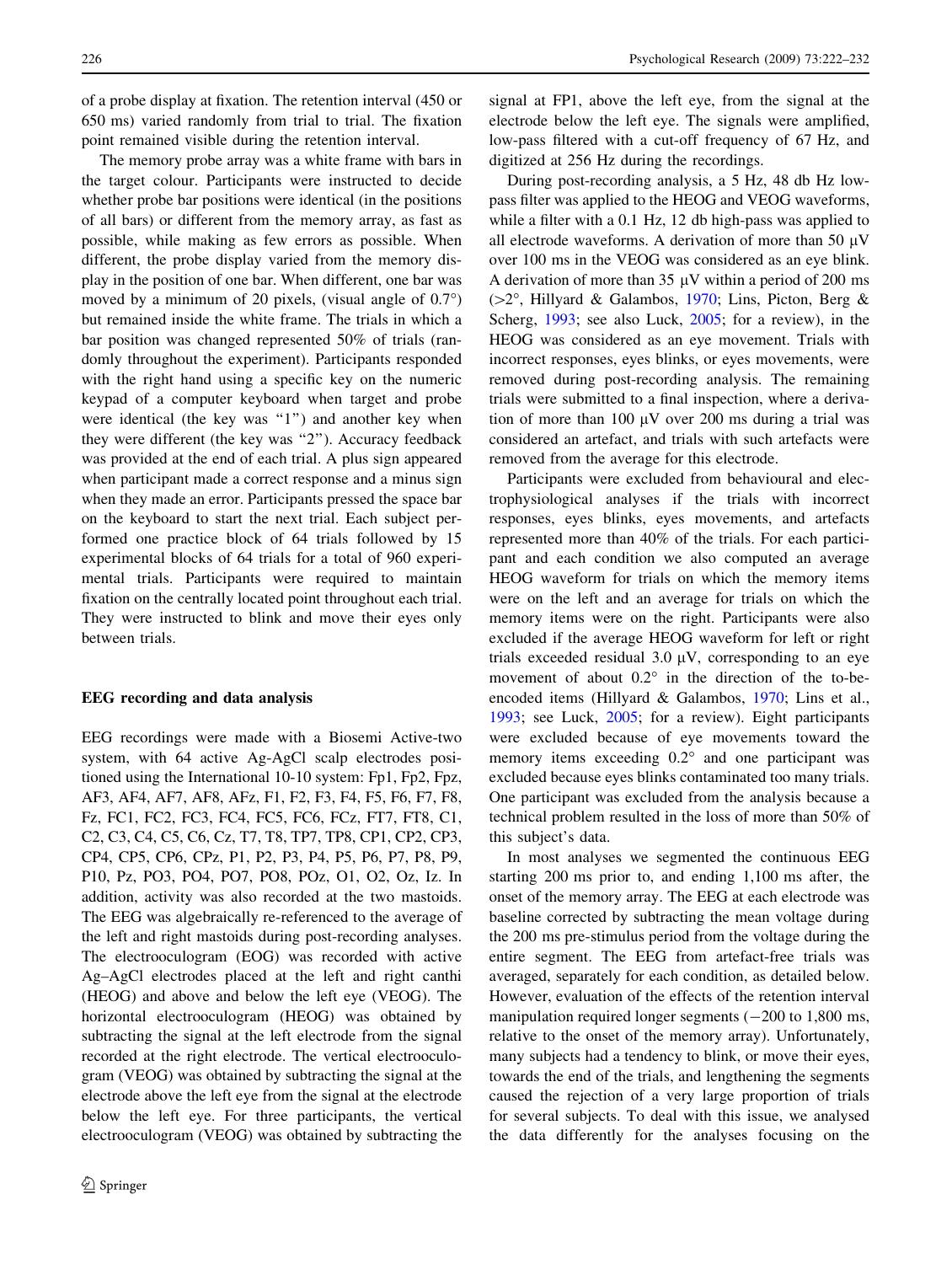of a probe display at fixation. The retention interval (450 or 650 ms) varied randomly from trial to trial. The fixation point remained visible during the retention interval.

The memory probe array was a white frame with bars in the target colour. Participants were instructed to decide whether probe bar positions were identical (in the positions of all bars) or different from the memory array, as fast as possible, while making as few errors as possible. When different, the probe display varied from the memory display in the position of one bar. When different, one bar was moved by a minimum of 20 pixels, (visual angle of 0.7°) but remained inside the white frame. The trials in which a bar position was changed represented 50% of trials (randomly throughout the experiment). Participants responded with the right hand using a specific key on the numeric keypad of a computer keyboard when target and probe were identical (the key was "1") and another key when they were different (the key was "2"). Accuracy feedback was provided at the end of each trial. A plus sign appeared when participant made a correct response and a minus sign when they made an error. Participants pressed the space bar on the keyboard to start the next trial. Each subject performed one practice block of 64 trials followed by 15 experimental blocks of 64 trials for a total of 960 experimental trials. Participants were required to maintain fixation on the centrally located point throughout each trial. They were instructed to blink and move their eyes only between trials.

## EEG recording and data analysis

EEG recordings were made with a Biosemi Active-two system, with 64 active Ag-AgCl scalp electrodes positioned using the International 10-10 system: Fp1, Fp2, Fpz, AF3, AF4, AF7, AF8, AFz, F1, F2, F3, F4, F5, F6, F7, F8, Fz, FC1, FC2, FC3, FC4, FC5, FC6, FCz, FT7, FT8, C1, C2, C3, C4, C5, C6, Cz, T7, T8, TP7, TP8, CP1, CP2, CP3, CP4, CP5, CP6, CPz, P1, P2, P3, P4, P5, P6, P7, P8, P9, P10, Pz, PO3, PO4, PO7, PO8, POz, O1, O2, Oz, Iz. In addition, activity was also recorded at the two mastoids. The EEG was algebraically re-referenced to the average of the left and right mastoids during post-recording analyses. The electrooculogram (EOG) was recorded with active Ag–AgCl electrodes placed at the left and right canthi (HEOG) and above and below the left eye (VEOG). The horizontal electrooculogram (HEOG) was obtained by subtracting the signal at the left electrode from the signal recorded at the right electrode. The vertical electrooculogram (VEOG) was obtained by subtracting the signal at the electrode above the left eye from the signal at the electrode below the left eye. For three participants, the vertical electrooculogram (VEOG) was obtained by subtracting the signal at FP1, above the left eye, from the signal at the electrode below the left eye. The signals were amplified, low-pass filtered with a cut-off frequency of 67 Hz, and digitized at 256 Hz during the recordings.

During post-recording analysis, a 5 Hz, 48 db Hz low-pass filter was applied to the HEOG and VEOG waveforms, while a filter with a 0.1 Hz, 12 db high-pass was applied to all electrode waveforms. A derivation of more than 50 μV over 100 ms in the VEOG was considered as an eye blink. A derivation of more than 35 μV within a period of 200 ms (>2°, Hillyard & Galambos, 1970; Lins, Picton, Berg & Scherg, 1993; see also Luck, 2005; for a review), in the HEOG was considered as an eye movement. Trials with incorrect responses, eyes blinks, or eyes movements, were removed during post-recording analysis. The remaining trials were submitted to a final inspection, where a derivation of more than 100 μV over 200 ms during a trial was considered an artefact, and trials with such artefacts were removed from the average for this electrode.

Participants were excluded from behavioural and electrophysiological analyses if the trials with incorrect responses, eyes blinks, eyes movements, and artefacts represented more than 40% of the trials. For each participant and each condition we also computed an average HEOG waveform for trials on which the memory items were on the left and an average for trials on which the memory items were on the right. Participants were also excluded if the average HEOG waveform for left or right trials exceeded residual 3.0 μV, corresponding to an eye movement of about 0.2° in the direction of the to-be-encoded items (Hillyard & Galambos, 1970; Lins et al., 1993; see Luck, 2005; for a review). Eight participants were excluded because of eye movements toward the memory items exceeding 0.2° and one participant was excluded because eyes blinks contaminated too many trials. One participant was excluded from the analysis because a technical problem resulted in the loss of more than 50% of this subject's data.

In most analyses we segmented the continuous EEG starting 200 ms prior to, and ending 1,100 ms after, the onset of the memory array. The EEG at each electrode was baseline corrected by subtracting the mean voltage during the 200 ms pre-stimulus period from the voltage during the entire segment. The EEG from artefact-free trials was averaged, separately for each condition, as detailed below. However, evaluation of the effects of the retention interval manipulation required longer segments (−200 to 1,800 ms, relative to the onset of the memory array). Unfortunately, many subjects had a tendency to blink, or move their eyes, towards the end of the trials, and lengthening the segments caused the rejection of a very large proportion of trials for several subjects. To deal with this issue, we analysed the data differently for the analyses focusing on the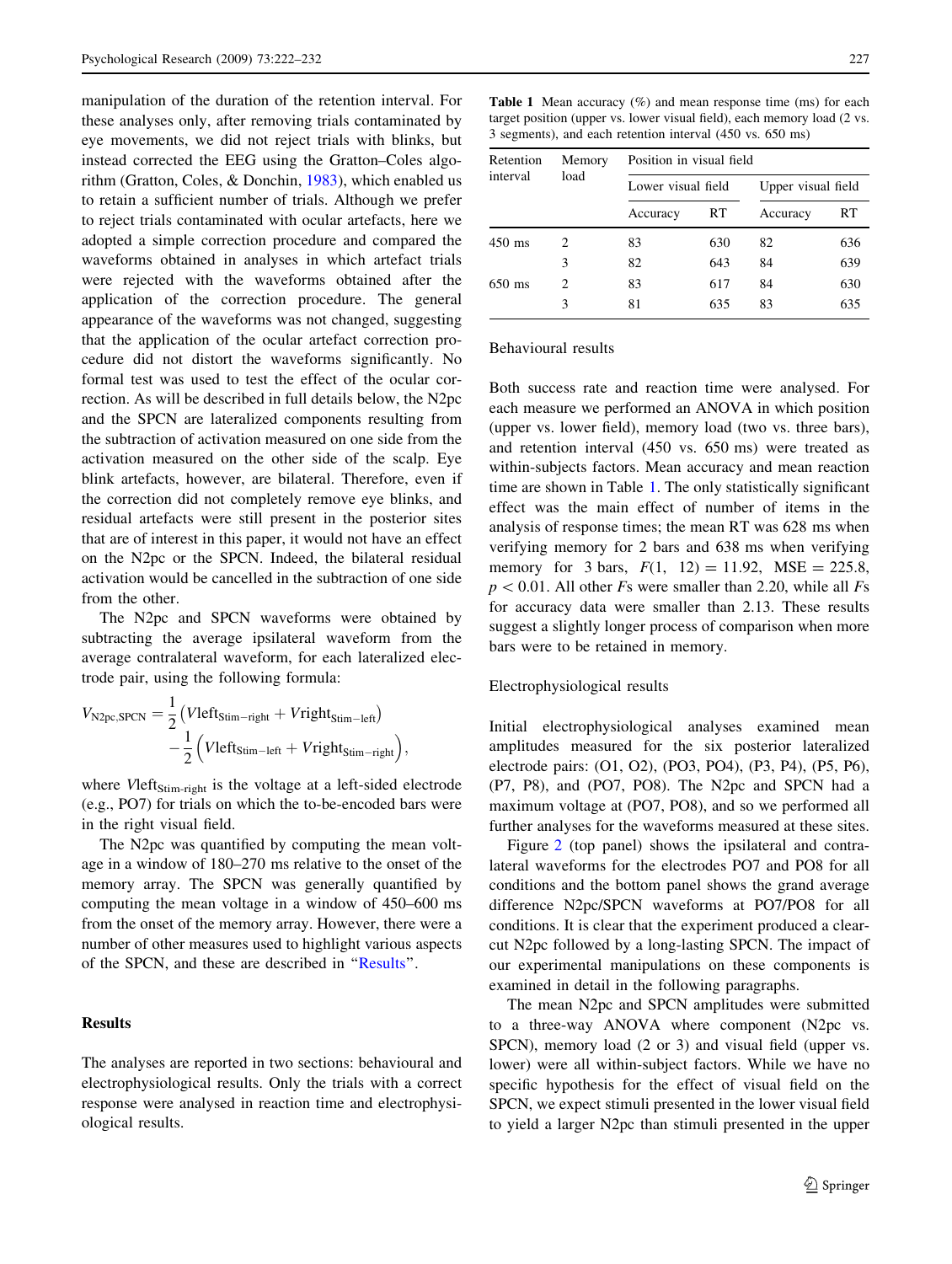manipulation of the duration of the retention interval. For these analyses only, after removing trials contaminated by eye movements, we did not reject trials with blinks, but instead corrected the EEG using the Gratton–Coles algorithm (Gratton, Coles, & Donchin, 1983), which enabled us to retain a sufficient number of trials. Although we prefer to reject trials contaminated with ocular artefacts, here we adopted a simple correction procedure and compared the waveforms obtained in analyses in which artefact trials were rejected with the waveforms obtained after the application of the correction procedure. The general appearance of the waveforms was not changed, suggesting that the application of the ocular artefact correction procedure did not distort the waveforms significantly. No formal test was used to test the effect of the ocular correction. As will be described in full details below, the N2pc and the SPCN are lateralized components resulting from the subtraction of activation measured on one side from the activation measured on the other side of the scalp. Eye blink artefacts, however, are bilateral. Therefore, even if the correction did not completely remove eye blinks, and residual artefacts were still present in the posterior sites that are of interest in this paper, it would not have an effect on the N2pc or the SPCN. Indeed, the bilateral residual activation would be cancelled in the subtraction of one side from the other.

The N2pc and SPCN waveforms were obtained by subtracting the average ipsilateral waveform from the average contralateral waveform, for each lateralized electrode pair, using the following formula:

$$V_{\mathrm{N2pc,SPCN}} = \frac{1}{2}\left(V\mathrm{left}_{\mathrm{Stim-right}} + V\mathrm{right}_{\mathrm{Stim-left}}\right) - \frac{1}{2}\left(V\mathrm{left}_{\mathrm{Stim-left}} + V\mathrm{right}_{\mathrm{Stim-right}}\right),$$

where $V\mathrm{left}_{\mathrm{Stim\text{-}right}}$ is the voltage at a left-sided electrode (e.g., PO7) for trials on which the to-be-encoded bars were in the right visual field.

The N2pc was quantified by computing the mean voltage in a window of 180–270 ms relative to the onset of the memory array. The SPCN was generally quantified by computing the mean voltage in a window of 450–600 ms from the onset of the memory array. However, there were a number of other measures used to highlight various aspects of the SPCN, and these are described in "Results".

## Results

The analyses are reported in two sections: behavioural and electrophysiological results. Only the trials with a correct response were analysed in reaction time and electrophysiological results.

**Table 1** Mean accuracy (%) and mean response time (ms) for each target position (upper vs. lower visual field), each memory load (2 vs. 3 segments), and each retention interval (450 vs. 650 ms)

| Retention interval | Memory load | Position in visual field | | | |
|---|---|---|---|---|---|
| | | Lower visual field | | Upper visual field | |
| | | Accuracy | RT | Accuracy | RT |
| 450 ms | 2 | 83 | 630 | 82 | 636 |
| | 3 | 82 | 643 | 84 | 639 |
| 650 ms | 2 | 83 | 617 | 84 | 630 |
| | 3 | 81 | 635 | 83 | 635 |

### Behavioural results

Both success rate and reaction time were analysed. For each measure we performed an ANOVA in which position (upper vs. lower field), memory load (two vs. three bars), and retention interval (450 vs. 650 ms) were treated as within-subjects factors. Mean accuracy and mean reaction time are shown in Table 1. The only statistically significant effect was the main effect of number of items in the analysis of response times; the mean RT was 628 ms when verifying memory for 2 bars and 638 ms when verifying memory for 3 bars, $F(1,\ 12) = 11.92$, $\mathrm{MSE} = 225.8$, $p < 0.01$. All other $F$s were smaller than 2.20, while all $F$s for accuracy data were smaller than 2.13. These results suggest a slightly longer process of comparison when more bars were to be retained in memory.

### Electrophysiological results

Initial electrophysiological analyses examined mean amplitudes measured for the six posterior lateralized electrode pairs: (O1, O2), (PO3, PO4), (P3, P4), (P5, P6), (P7, P8), and (PO7, PO8). The N2pc and SPCN had a maximum voltage at (PO7, PO8), and so we performed all further analyses for the waveforms measured at these sites.

Figure 2 (top panel) shows the ipsilateral and contralateral waveforms for the electrodes PO7 and PO8 for all conditions and the bottom panel shows the grand average difference N2pc/SPCN waveforms at PO7/PO8 for all conditions. It is clear that the experiment produced a clear-cut N2pc followed by a long-lasting SPCN. The impact of our experimental manipulations on these components is examined in detail in the following paragraphs.

The mean N2pc and SPCN amplitudes were submitted to a three-way ANOVA where component (N2pc vs. SPCN), memory load (2 or 3) and visual field (upper vs. lower) were all within-subject factors. While we have no specific hypothesis for the effect of visual field on the SPCN, we expect stimuli presented in the lower visual field to yield a larger N2pc than stimuli presented in the upper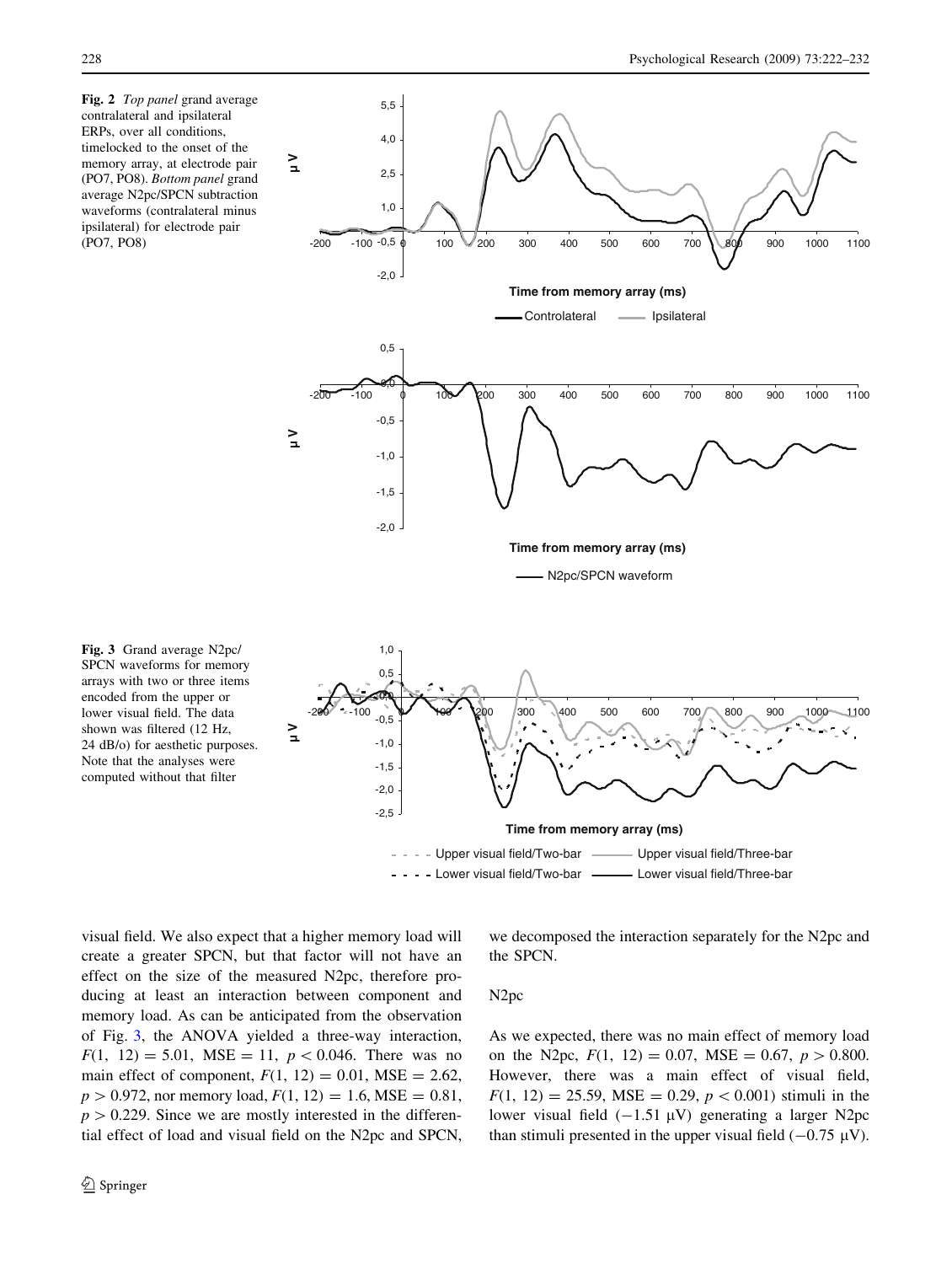**Fig. 2** *Top panel* grand average contralateral and ipsilateral ERPs, over all conditions, timelocked to the onset of the memory array, at electrode pair (PO7, PO8). *Bottom panel* grand average N2pc/SPCN subtraction waveforms (contralateral minus ipsilateral) for electrode pair (PO7, PO8)

**Fig. 3** Grand average N2pc/SPCN waveforms for memory arrays with two or three items encoded from the upper or lower visual field. The data shown was filtered (12 Hz, 24 dB/o) for aesthetic purposes. Note that the analyses were computed without that filter

visual field. We also expect that a higher memory load will create a greater SPCN, but that factor will not have an effect on the size of the measured N2pc, therefore producing at least an interaction between component and memory load. As can be anticipated from the observation of Fig. 3, the ANOVA yielded a three-way interaction, $F(1, 12) = 5.01$, $\mathrm{MSE} = 11$, $p < 0.046$. There was no main effect of component, $F(1, 12) = 0.01$, $\mathrm{MSE} = 2.62$, $p > 0.972$, nor memory load, $F(1, 12) = 1.6$, $\mathrm{MSE} = 0.81$, $p > 0.229$. Since we are mostly interested in the differential effect of load and visual field on the N2pc and SPCN, we decomposed the interaction separately for the N2pc and the SPCN.

### N2pc

As we expected, there was no main effect of memory load on the N2pc, $F(1, 12) = 0.07$, $\mathrm{MSE} = 0.67$, $p > 0.800$. However, there was a main effect of visual field, $F(1, 12) = 25.59$, $\mathrm{MSE} = 0.29$, $p < 0.001$) stimuli in the lower visual field ($-1.51$ μV) generating a larger N2pc than stimuli presented in the upper visual field ($-0.75$ μV).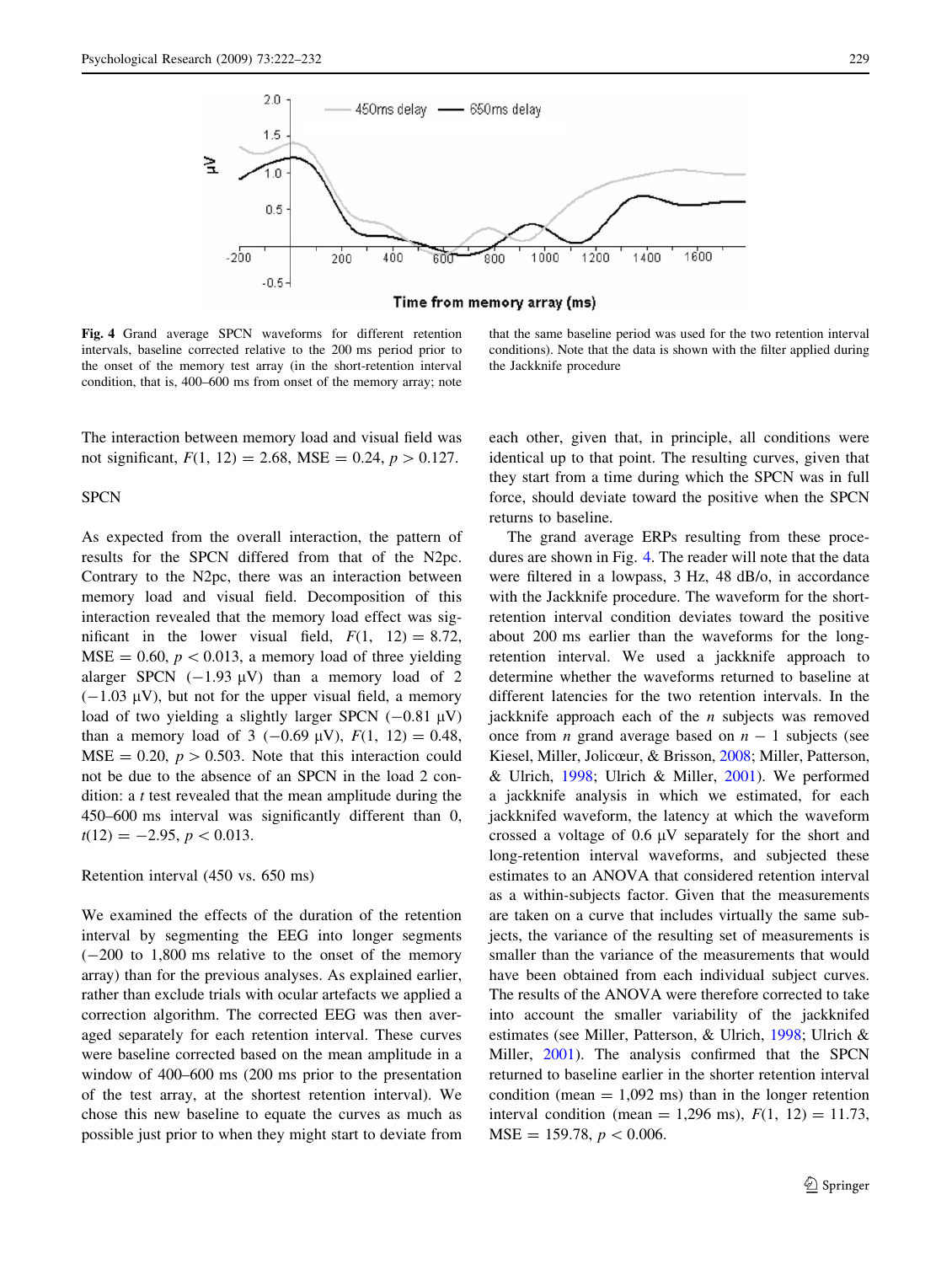Fig. 4 Grand average SPCN waveforms for different retention intervals, baseline corrected relative to the 200 ms period prior to the onset of the memory test array (in the short-retention interval condition, that is, 400–600 ms from onset of the memory array; note that the same baseline period was used for the two retention interval conditions). Note that the data is shown with the filter applied during the Jackknife procedure

The interaction between memory load and visual field was not significant, $F(1, 12) = 2.68$, MSE = 0.24, $p > 0.127$.

## SPCN

As expected from the overall interaction, the pattern of results for the SPCN differed from that of the N2pc. Contrary to the N2pc, there was an interaction between memory load and visual field. Decomposition of this interaction revealed that the memory load effect was significant in the lower visual field, $F(1, 12) = 8.72$, MSE = 0.60, $p < 0.013$, a memory load of three yielding alarger SPCN (−1.93 μV) than a memory load of 2 (−1.03 μV), but not for the upper visual field, a memory load of two yielding a slightly larger SPCN (−0.81 μV) than a memory load of 3 (−0.69 μV), $F(1, 12) = 0.48$, MSE = 0.20, $p > 0.503$. Note that this interaction could not be due to the absence of an SPCN in the load 2 condition: a *t* test revealed that the mean amplitude during the 450–600 ms interval was significantly different than 0, $t(12) = -2.95$, $p < 0.013$.

## Retention interval (450 vs. 650 ms)

We examined the effects of the duration of the retention interval by segmenting the EEG into longer segments (−200 to 1,800 ms relative to the onset of the memory array) than for the previous analyses. As explained earlier, rather than exclude trials with ocular artefacts we applied a correction algorithm. The corrected EEG was then averaged separately for each retention interval. These curves were baseline corrected based on the mean amplitude in a window of 400–600 ms (200 ms prior to the presentation of the test array, at the shortest retention interval). We chose this new baseline to equate the curves as much as possible just prior to when they might start to deviate from each other, given that, in principle, all conditions were identical up to that point. The resulting curves, given that they start from a time during which the SPCN was in full force, should deviate toward the positive when the SPCN returns to baseline.

The grand average ERPs resulting from these procedures are shown in Fig. 4. The reader will note that the data were filtered in a lowpass, 3 Hz, 48 dB/o, in accordance with the Jackknife procedure. The waveform for the short-retention interval condition deviates toward the positive about 200 ms earlier than the waveforms for the long-retention interval. We used a jackknife approach to determine whether the waveforms returned to baseline at different latencies for the two retention intervals. In the jackknife approach each of the *n* subjects was removed once from *n* grand average based on $n - 1$ subjects (see Kiesel, Miller, Jolicœur, & Brisson, 2008; Miller, Patterson, & Ulrich, 1998; Ulrich & Miller, 2001). We performed a jackknife analysis in which we estimated, for each jackknifed waveform, the latency at which the waveform crossed a voltage of 0.6 μV separately for the short and long-retention interval waveforms, and subjected these estimates to an ANOVA that considered retention interval as a within-subjects factor. Given that the measurements are taken on a curve that includes virtually the same subjects, the variance of the resulting set of measurements is smaller than the variance of the measurements that would have been obtained from each individual subject curves. The results of the ANOVA were therefore corrected to take into account the smaller variability of the jackknifed estimates (see Miller, Patterson, & Ulrich, 1998; Ulrich & Miller, 2001). The analysis confirmed that the SPCN returned to baseline earlier in the shorter retention interval condition (mean = 1,092 ms) than in the longer retention interval condition (mean = 1,296 ms), $F(1, 12) = 11.73$, MSE = 159.78, $p < 0.006$.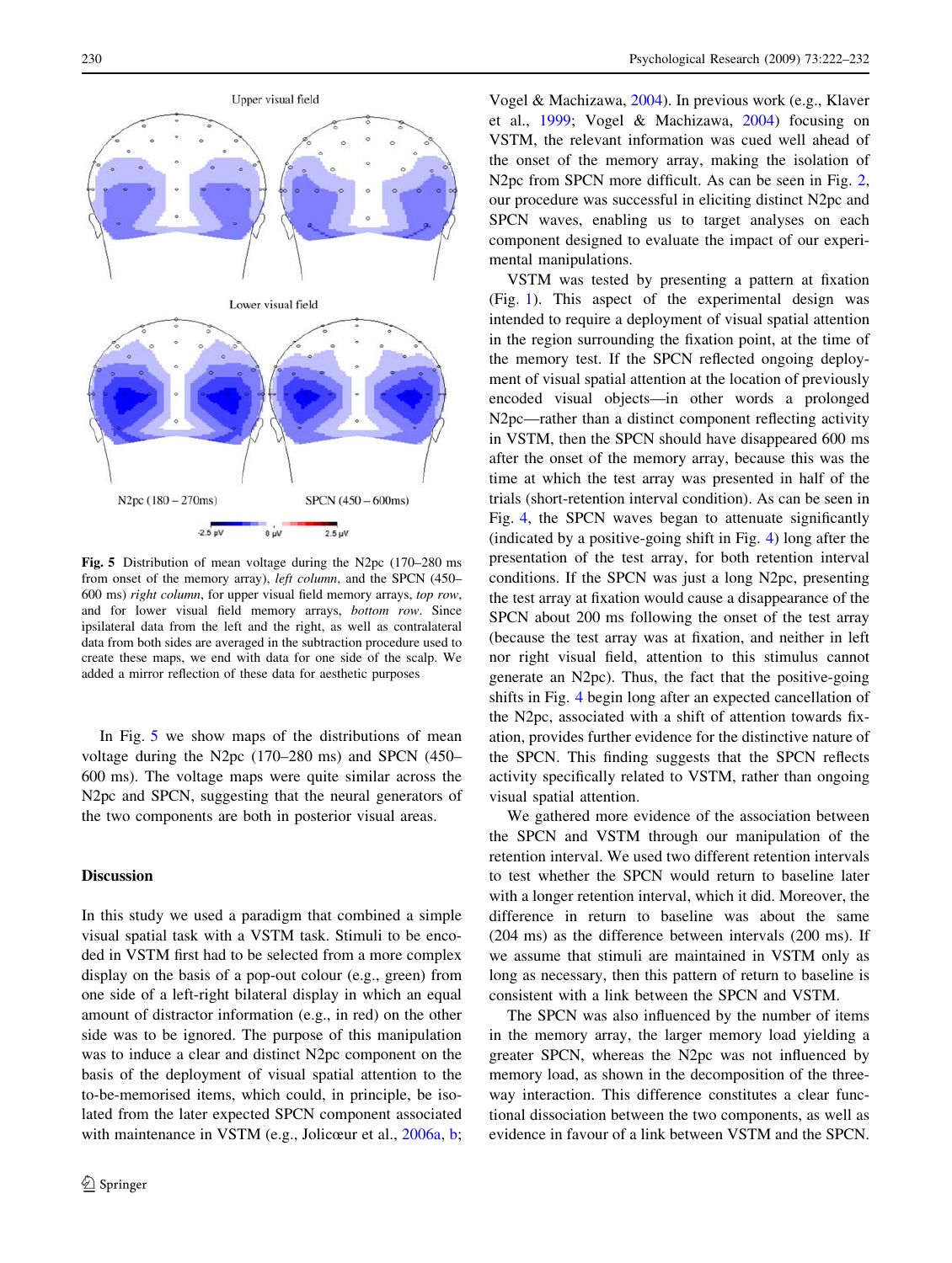Fig. 5 Distribution of mean voltage during the N2pc (170–280 ms from onset of the memory array), *left column*, and the SPCN (450–600 ms) *right column*, for upper visual field memory arrays, *top row*, and for lower visual field memory arrays, *bottom row*. Since ipsilateral data from the left and the right, as well as contralateral data from both sides are averaged in the subtraction procedure used to create these maps, we end with data for one side of the scalp. We added a mirror reflection of these data for aesthetic purposes

In Fig. 5 we show maps of the distributions of mean voltage during the N2pc (170–280 ms) and SPCN (450–600 ms). The voltage maps were quite similar across the N2pc and SPCN, suggesting that the neural generators of the two components are both in posterior visual areas.

## Discussion

In this study we used a paradigm that combined a simple visual spatial task with a VSTM task. Stimuli to be encoded in VSTM first had to be selected from a more complex display on the basis of a pop-out colour (e.g., green) from one side of a left-right bilateral display in which an equal amount of distractor information (e.g., in red) on the other side was to be ignored. The purpose of this manipulation was to induce a clear and distinct N2pc component on the basis of the deployment of visual spatial attention to the to-be-memorised items, which could, in principle, be isolated from the later expected SPCN component associated with maintenance in VSTM (e.g., Jolicœur et al., 2006a, b; Vogel & Machizawa, 2004). In previous work (e.g., Klaver et al., 1999; Vogel & Machizawa, 2004) focusing on VSTM, the relevant information was cued well ahead of the onset of the memory array, making the isolation of N2pc from SPCN more difficult. As can be seen in Fig. 2, our procedure was successful in eliciting distinct N2pc and SPCN waves, enabling us to target analyses on each component designed to evaluate the impact of our experimental manipulations.

VSTM was tested by presenting a pattern at fixation (Fig. 1). This aspect of the experimental design was intended to require a deployment of visual spatial attention in the region surrounding the fixation point, at the time of the memory test. If the SPCN reflected ongoing deployment of visual spatial attention at the location of previously encoded visual objects—in other words a prolonged N2pc—rather than a distinct component reflecting activity in VSTM, then the SPCN should have disappeared 600 ms after the onset of the memory array, because this was the time at which the test array was presented in half of the trials (short-retention interval condition). As can be seen in Fig. 4, the SPCN waves began to attenuate significantly (indicated by a positive-going shift in Fig. 4) long after the presentation of the test array, for both retention interval conditions. If the SPCN was just a long N2pc, presenting the test array at fixation would cause a disappearance of the SPCN about 200 ms following the onset of the test array (because the test array was at fixation, and neither in left nor right visual field, attention to this stimulus cannot generate an N2pc). Thus, the fact that the positive-going shifts in Fig. 4 begin long after an expected cancellation of the N2pc, associated with a shift of attention towards fixation, provides further evidence for the distinctive nature of the SPCN. This finding suggests that the SPCN reflects activity specifically related to VSTM, rather than ongoing visual spatial attention.

We gathered more evidence of the association between the SPCN and VSTM through our manipulation of the retention interval. We used two different retention intervals to test whether the SPCN would return to baseline later with a longer retention interval, which it did. Moreover, the difference in return to baseline was about the same (204 ms) as the difference between intervals (200 ms). If we assume that stimuli are maintained in VSTM only as long as necessary, then this pattern of return to baseline is consistent with a link between the SPCN and VSTM.

The SPCN was also influenced by the number of items in the memory array, the larger memory load yielding a greater SPCN, whereas the N2pc was not influenced by memory load, as shown in the decomposition of the three-way interaction. This difference constitutes a clear functional dissociation between the two components, as well as evidence in favour of a link between VSTM and the SPCN.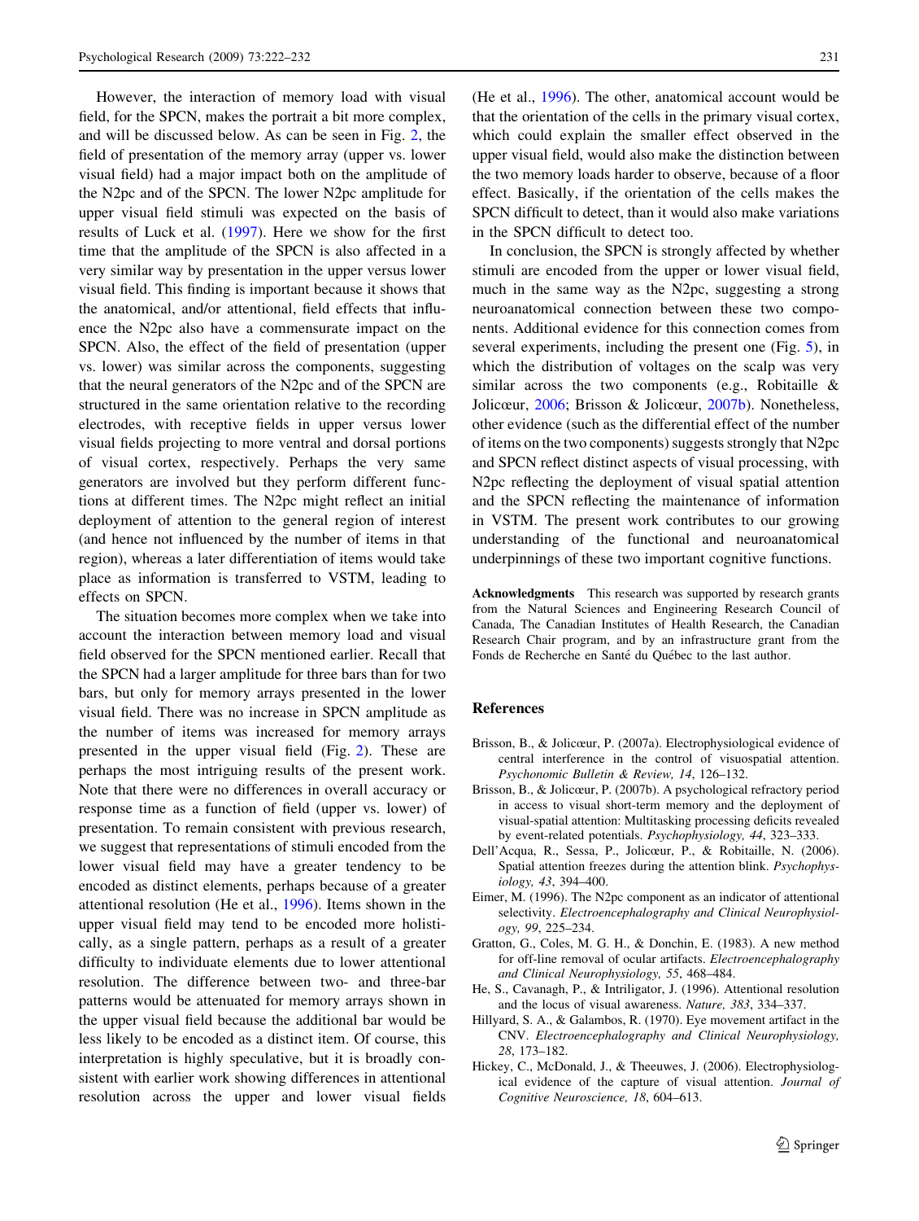However, the interaction of memory load with visual field, for the SPCN, makes the portrait a bit more complex, and will be discussed below. As can be seen in Fig. 2, the field of presentation of the memory array (upper vs. lower visual field) had a major impact both on the amplitude of the N2pc and of the SPCN. The lower N2pc amplitude for upper visual field stimuli was expected on the basis of results of Luck et al. (1997). Here we show for the first time that the amplitude of the SPCN is also affected in a very similar way by presentation in the upper versus lower visual field. This finding is important because it shows that the anatomical, and/or attentional, field effects that influence the N2pc also have a commensurate impact on the SPCN. Also, the effect of the field of presentation (upper vs. lower) was similar across the components, suggesting that the neural generators of the N2pc and of the SPCN are structured in the same orientation relative to the recording electrodes, with receptive fields in upper versus lower visual fields projecting to more ventral and dorsal portions of visual cortex, respectively. Perhaps the very same generators are involved but they perform different functions at different times. The N2pc might reflect an initial deployment of attention to the general region of interest (and hence not influenced by the number of items in that region), whereas a later differentiation of items would take place as information is transferred to VSTM, leading to effects on SPCN.

The situation becomes more complex when we take into account the interaction between memory load and visual field observed for the SPCN mentioned earlier. Recall that the SPCN had a larger amplitude for three bars than for two bars, but only for memory arrays presented in the lower visual field. There was no increase in SPCN amplitude as the number of items was increased for memory arrays presented in the upper visual field (Fig. 2). These are perhaps the most intriguing results of the present work. Note that there were no differences in overall accuracy or response time as a function of field (upper vs. lower) of presentation. To remain consistent with previous research, we suggest that representations of stimuli encoded from the lower visual field may have a greater tendency to be encoded as distinct elements, perhaps because of a greater attentional resolution (He et al., 1996). Items shown in the upper visual field may tend to be encoded more holistically, as a single pattern, perhaps as a result of a greater difficulty to individuate elements due to lower attentional resolution. The difference between two- and three-bar patterns would be attenuated for memory arrays shown in the upper visual field because the additional bar would be less likely to be encoded as a distinct item. Of course, this interpretation is highly speculative, but it is broadly consistent with earlier work showing differences in attentional resolution across the upper and lower visual fields (He et al., 1996). The other, anatomical account would be that the orientation of the cells in the primary visual cortex, which could explain the smaller effect observed in the upper visual field, would also make the distinction between the two memory loads harder to observe, because of a floor effect. Basically, if the orientation of the cells makes the SPCN difficult to detect, than it would also make variations in the SPCN difficult to detect too.

In conclusion, the SPCN is strongly affected by whether stimuli are encoded from the upper or lower visual field, much in the same way as the N2pc, suggesting a strong neuroanatomical connection between these two components. Additional evidence for this connection comes from several experiments, including the present one (Fig. 5), in which the distribution of voltages on the scalp was very similar across the two components (e.g., Robitaille & Jolicœur, 2006; Brisson & Jolicœur, 2007b). Nonetheless, other evidence (such as the differential effect of the number of items on the two components) suggests strongly that N2pc and SPCN reflect distinct aspects of visual processing, with N2pc reflecting the deployment of visual spatial attention and the SPCN reflecting the maintenance of information in VSTM. The present work contributes to our growing understanding of the functional and neuroanatomical underpinnings of these two important cognitive functions.

**Acknowledgments** This research was supported by research grants from the Natural Sciences and Engineering Research Council of Canada, The Canadian Institutes of Health Research, the Canadian Research Chair program, and by an infrastructure grant from the Fonds de Recherche en Santé du Québec to the last author.

## References

- Brisson, B., & Jolicœur, P. (2007a). Electrophysiological evidence of central interference in the control of visuospatial attention. *Psychonomic Bulletin & Review, 14*, 126–132.
- Brisson, B., & Jolicœur, P. (2007b). A psychological refractory period in access to visual short-term memory and the deployment of visual-spatial attention: Multitasking processing deficits revealed by event-related potentials. *Psychophysiology, 44*, 323–333.
- Dell'Acqua, R., Sessa, P., Jolicœur, P., & Robitaille, N. (2006). Spatial attention freezes during the attention blink. *Psychophysiology, 43*, 394–400.
- Eimer, M. (1996). The N2pc component as an indicator of attentional selectivity. *Electroencephalography and Clinical Neurophysiology, 99*, 225–234.
- Gratton, G., Coles, M. G. H., & Donchin, E. (1983). A new method for off-line removal of ocular artifacts. *Electroencephalography and Clinical Neurophysiology, 55*, 468–484.
- He, S., Cavanagh, P., & Intriligator, J. (1996). Attentional resolution and the locus of visual awareness. *Nature, 383*, 334–337.
- Hillyard, S. A., & Galambos, R. (1970). Eye movement artifact in the CNV. *Electroencephalography and Clinical Neurophysiology, 28*, 173–182.
- Hickey, C., McDonald, J., & Theeuwes, J. (2006). Electrophysiological evidence of the capture of visual attention. *Journal of Cognitive Neuroscience, 18*, 604–613.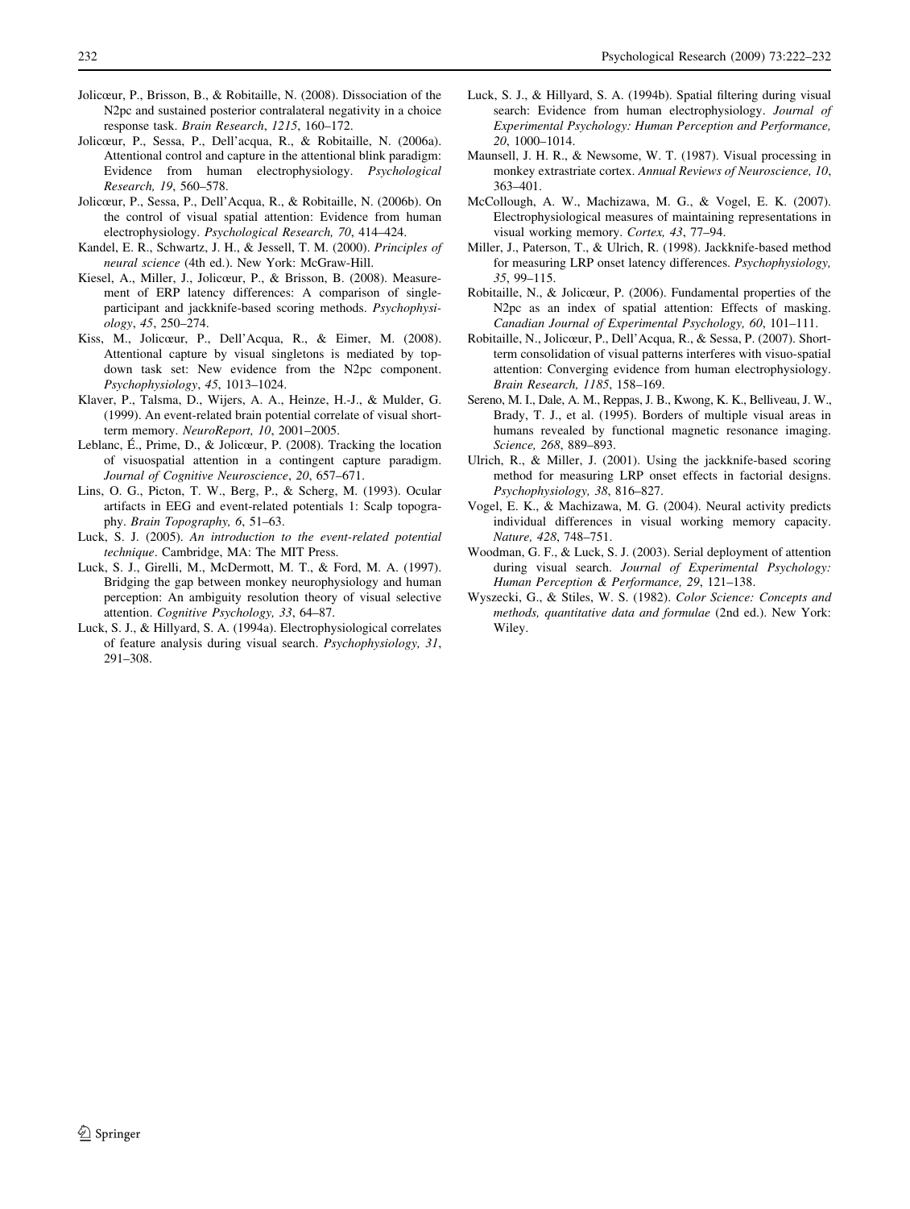Jolicœur, P., Brisson, B., & Robitaille, N. (2008). Dissociation of the N2pc and sustained posterior contralateral negativity in a choice response task. *Brain Research*, *1215*, 160–172.

Jolicœur, P., Sessa, P., Dell'acqua, R., & Robitaille, N. (2006a). Attentional control and capture in the attentional blink paradigm: Evidence from human electrophysiology. *Psychological Research, 19*, 560–578.

Jolicœur, P., Sessa, P., Dell'Acqua, R., & Robitaille, N. (2006b). On the control of visual spatial attention: Evidence from human electrophysiology. *Psychological Research, 70*, 414–424.

Kandel, E. R., Schwartz, J. H., & Jessell, T. M. (2000). *Principles of neural science* (4th ed.). New York: McGraw-Hill.

Kiesel, A., Miller, J., Jolicœur, P., & Brisson, B. (2008). Measurement of ERP latency differences: A comparison of single-participant and jackknife-based scoring methods. *Psychophysiology*, *45*, 250–274.

Kiss, M., Jolicœur, P., Dell'Acqua, R., & Eimer, M. (2008). Attentional capture by visual singletons is mediated by top-down task set: New evidence from the N2pc component. *Psychophysiology*, *45*, 1013–1024.

Klaver, P., Talsma, D., Wijers, A. A., Heinze, H.-J., & Mulder, G. (1999). An event-related brain potential correlate of visual short-term memory. *NeuroReport, 10*, 2001–2005.

Leblanc, É., Prime, D., & Jolicœur, P. (2008). Tracking the location of visuospatial attention in a contingent capture paradigm. *Journal of Cognitive Neuroscience*, *20*, 657–671.

Lins, O. G., Picton, T. W., Berg, P., & Scherg, M. (1993). Ocular artifacts in EEG and event-related potentials 1: Scalp topography. *Brain Topography, 6*, 51–63.

Luck, S. J. (2005). *An introduction to the event-related potential technique*. Cambridge, MA: The MIT Press.

Luck, S. J., Girelli, M., McDermott, M. T., & Ford, M. A. (1997). Bridging the gap between monkey neurophysiology and human perception: An ambiguity resolution theory of visual selective attention. *Cognitive Psychology, 33*, 64–87.

Luck, S. J., & Hillyard, S. A. (1994a). Electrophysiological correlates of feature analysis during visual search. *Psychophysiology, 31*, 291–308.

Luck, S. J., & Hillyard, S. A. (1994b). Spatial filtering during visual search: Evidence from human electrophysiology. *Journal of Experimental Psychology: Human Perception and Performance, 20*, 1000–1014.

Maunsell, J. H. R., & Newsome, W. T. (1987). Visual processing in monkey extrastriate cortex. *Annual Reviews of Neuroscience, 10*, 363–401.

McCollough, A. W., Machizawa, M. G., & Vogel, E. K. (2007). Electrophysiological measures of maintaining representations in visual working memory. *Cortex, 43*, 77–94.

Miller, J., Paterson, T., & Ulrich, R. (1998). Jackknife-based method for measuring LRP onset latency differences. *Psychophysiology, 35*, 99–115.

Robitaille, N., & Jolicœur, P. (2006). Fundamental properties of the N2pc as an index of spatial attention: Effects of masking. *Canadian Journal of Experimental Psychology, 60*, 101–111.

Robitaille, N., Jolicœur, P., Dell'Acqua, R., & Sessa, P. (2007). Short-term consolidation of visual patterns interferes with visuo-spatial attention: Converging evidence from human electrophysiology. *Brain Research, 1185*, 158–169.

Sereno, M. I., Dale, A. M., Reppas, J. B., Kwong, K. K., Belliveau, J. W., Brady, T. J., et al. (1995). Borders of multiple visual areas in humans revealed by functional magnetic resonance imaging. *Science, 268*, 889–893.

Ulrich, R., & Miller, J. (2001). Using the jackknife-based scoring method for measuring LRP onset effects in factorial designs. *Psychophysiology, 38*, 816–827.

Vogel, E. K., & Machizawa, M. G. (2004). Neural activity predicts individual differences in visual working memory capacity. *Nature, 428*, 748–751.

Woodman, G. F., & Luck, S. J. (2003). Serial deployment of attention during visual search. *Journal of Experimental Psychology: Human Perception & Performance, 29*, 121–138.

Wyszecki, G., & Stiles, W. S. (1982). *Color Science: Concepts and methods, quantitative data and formulae* (2nd ed.). New York: Wiley.